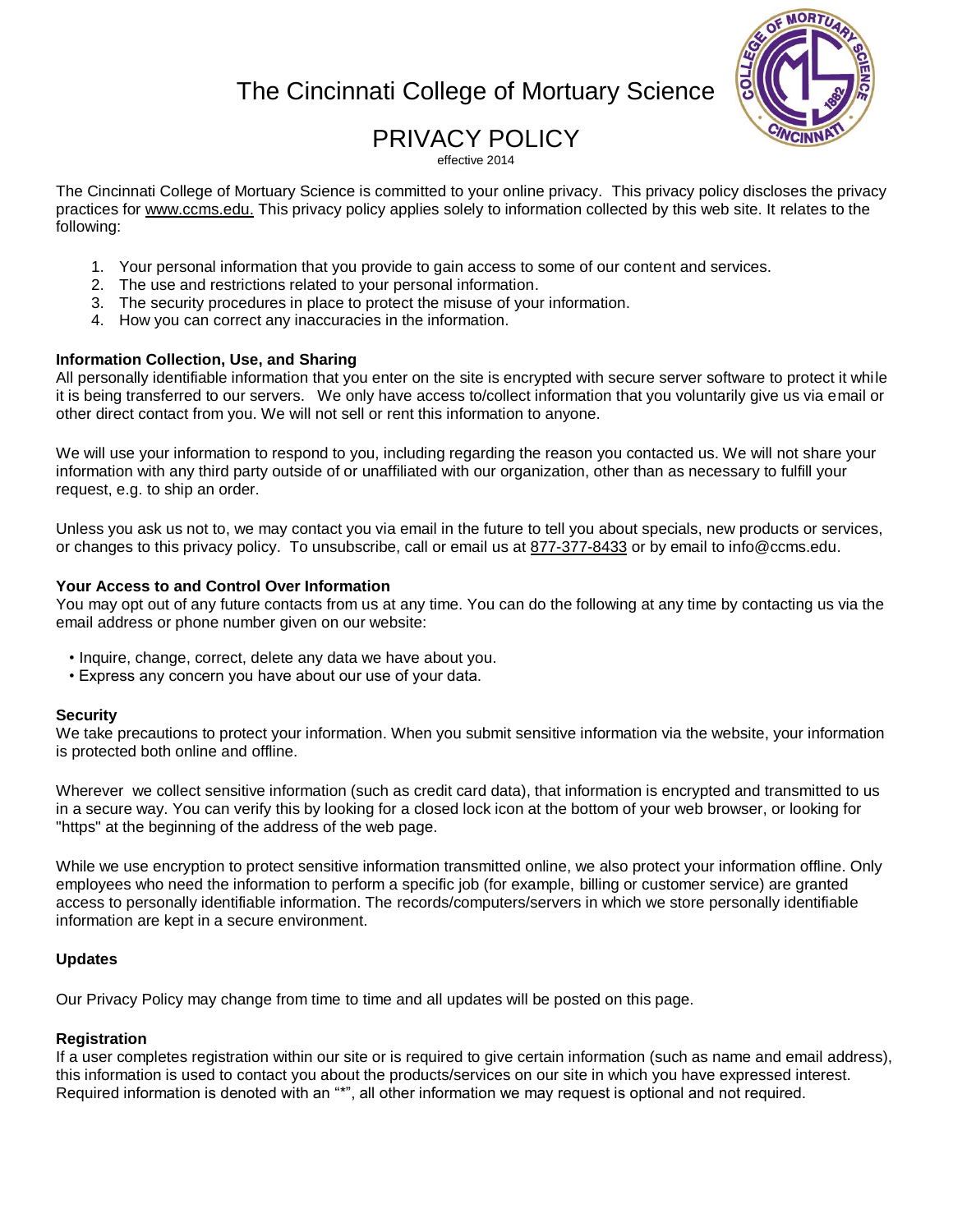# The Cincinnati College of Mortuary Science

## PRIVACY POLICY

effective 2014

The Cincinnati College of Mortuary Science is committed to your online privacy. This privacy policy discloses the privacy practices for www.ccms.edu. This privacy policy applies solely to information collected by this web site. It relates to the following:

1. Your personal information that you provide to gain access to some of our content and services.
2. The use and restrictions related to your personal information.
3. The security procedures in place to protect the misuse of your information.
4. How you can correct any inaccuracies in the information.

**Information Collection, Use, and Sharing**

All personally identifiable information that you enter on the site is encrypted with secure server software to protect it while it is being transferred to our servers. We only have access to/collect information that you voluntarily give us via email or other direct contact from you. We will not sell or rent this information to anyone.

We will use your information to respond to you, including regarding the reason you contacted us. We will not share your information with any third party outside of or unaffiliated with our organization, other than as necessary to fulfill your request, e.g. to ship an order.

Unless you ask us not to, we may contact you via email in the future to tell you about specials, new products or services, or changes to this privacy policy. To unsubscribe, call or email us at 877-377-8433 or by email to info@ccms.edu.

**Your Access to and Control Over Information**

You may opt out of any future contacts from us at any time. You can do the following at any time by contacting us via the email address or phone number given on our website:

- Inquire, change, correct, delete any data we have about you.
- Express any concern you have about our use of your data.

**Security**

We take precautions to protect your information. When you submit sensitive information via the website, your information is protected both online and offline.

Wherever we collect sensitive information (such as credit card data), that information is encrypted and transmitted to us in a secure way. You can verify this by looking for a closed lock icon at the bottom of your web browser, or looking for "https" at the beginning of the address of the web page.

While we use encryption to protect sensitive information transmitted online, we also protect your information offline. Only employees who need the information to perform a specific job (for example, billing or customer service) are granted access to personally identifiable information. The records/computers/servers in which we store personally identifiable information are kept in a secure environment.

**Updates**

Our Privacy Policy may change from time to time and all updates will be posted on this page.

**Registration**

If a user completes registration within our site or is required to give certain information (such as name and email address), this information is used to contact you about the products/services on our site in which you have expressed interest. Required information is denoted with an "*", all other information we may request is optional and not required.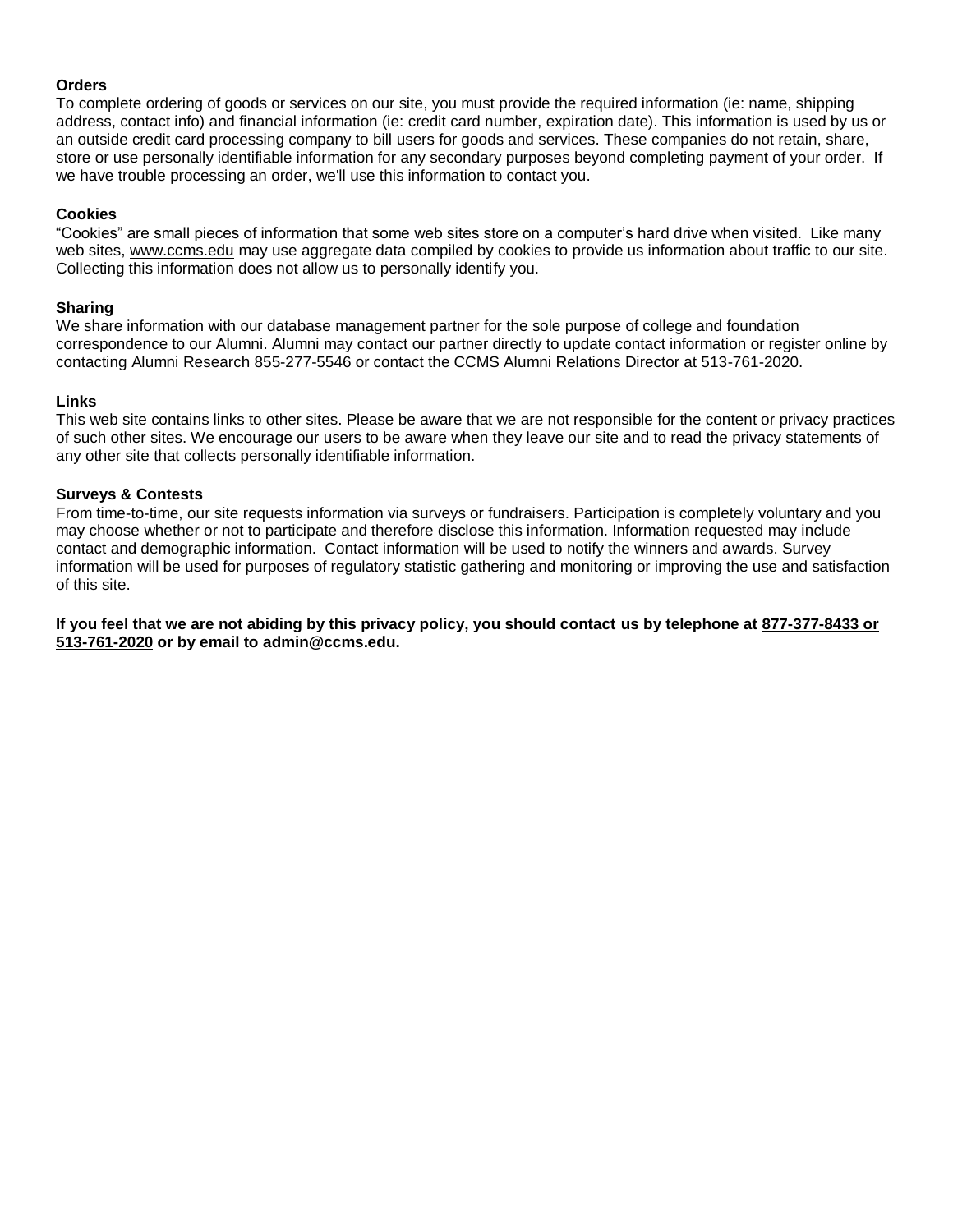**Orders**

To complete ordering of goods or services on our site, you must provide the required information (ie: name, shipping address, contact info) and financial information (ie: credit card number, expiration date). This information is used by us or an outside credit card processing company to bill users for goods and services. These companies do not retain, share, store or use personally identifiable information for any secondary purposes beyond completing payment of your order. If we have trouble processing an order, we'll use this information to contact you.

**Cookies**

"Cookies" are small pieces of information that some web sites store on a computer's hard drive when visited. Like many web sites, www.ccms.edu may use aggregate data compiled by cookies to provide us information about traffic to our site. Collecting this information does not allow us to personally identify you.

**Sharing**

We share information with our database management partner for the sole purpose of college and foundation correspondence to our Alumni. Alumni may contact our partner directly to update contact information or register online by contacting Alumni Research 855-277-5546 or contact the CCMS Alumni Relations Director at 513-761-2020.

**Links**

This web site contains links to other sites. Please be aware that we are not responsible for the content or privacy practices of such other sites. We encourage our users to be aware when they leave our site and to read the privacy statements of any other site that collects personally identifiable information.

**Surveys & Contests**

From time-to-time, our site requests information via surveys or fundraisers. Participation is completely voluntary and you may choose whether or not to participate and therefore disclose this information. Information requested may include contact and demographic information. Contact information will be used to notify the winners and awards. Survey information will be used for purposes of regulatory statistic gathering and monitoring or improving the use and satisfaction of this site.

**If you feel that we are not abiding by this privacy policy, you should contact us by telephone at 877-377-8433 or 513-761-2020 or by email to admin@ccms.edu.**